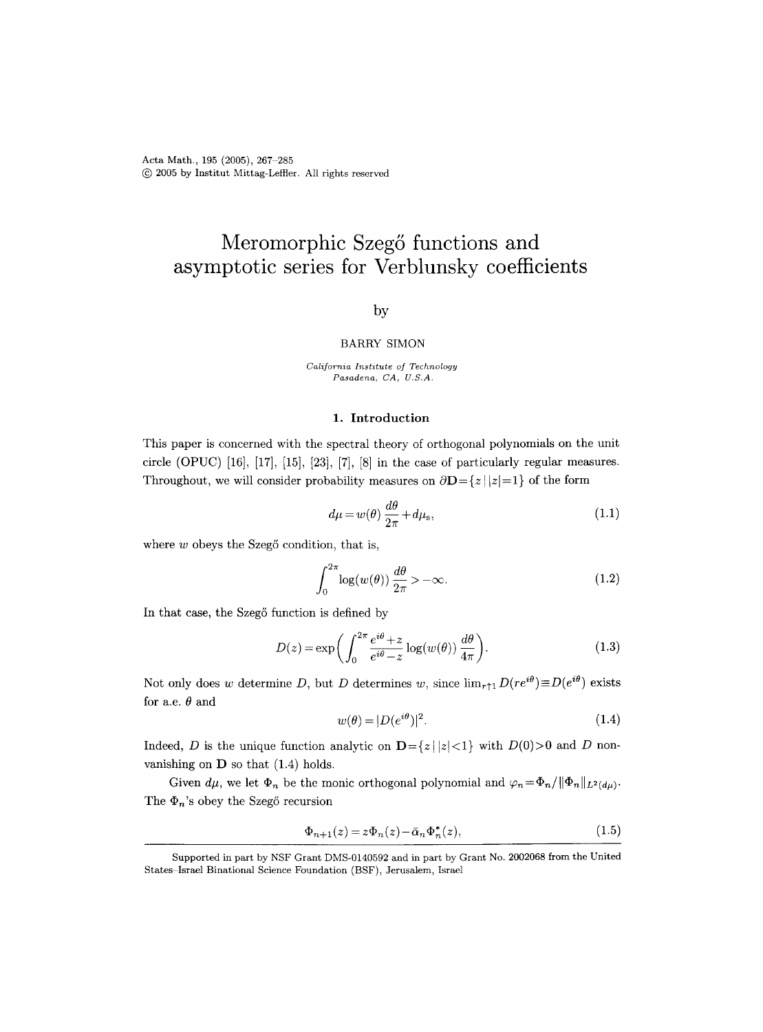Acta Math., 195 (2005), 267–285
© 2005 by Institut Mittag-Leffler. All rights reserved

# Meromorphic Szegő functions and asymptotic series for Verblunsky coefficients

by

BARRY SIMON

*California Institute of Technology*
*Pasadena, CA, U.S.A.*

## 1. Introduction

This paper is concerned with the spectral theory of orthogonal polynomials on the unit circle (OPUC) [16], [17], [15], [23], [7], [8] in the case of particularly regular measures. Throughout, we will consider probability measures on $\partial\mathbf{D}=\{z \mid |z|=1\}$ of the form

$$d\mu = w(\theta)\,\frac{d\theta}{2\pi} + d\mu_s, \tag{1.1}$$

where $w$ obeys the Szegő condition, that is,

$$\int_0^{2\pi} \log(w(\theta))\,\frac{d\theta}{2\pi} > -\infty. \tag{1.2}$$

In that case, the Szegő function is defined by

$$D(z) = \exp\biggl(\int_0^{2\pi} \frac{e^{i\theta}+z}{e^{i\theta}-z}\log(w(\theta))\,\frac{d\theta}{4\pi}\biggr). \tag{1.3}$$

Not only does $w$ determine $D$, but $D$ determines $w$, since $\lim_{r\uparrow 1} D(re^{i\theta}) \equiv D(e^{i\theta})$ exists for a.e. $\theta$ and

$$w(\theta) = |D(e^{i\theta})|^2. \tag{1.4}$$

Indeed, $D$ is the unique function analytic on $\mathbf{D}=\{z \mid |z|<1\}$ with $D(0)>0$ and $D$ non-vanishing on $\mathbf{D}$ so that (1.4) holds.

Given $d\mu$, we let $\Phi_n$ be the monic orthogonal polynomial and $\varphi_n=\Phi_n/\|\Phi_n\|_{L^2(d\mu)}$. The $\Phi_n$'s obey the Szegő recursion

$$\Phi_{n+1}(z) = z\Phi_n(z) - \bar{\alpha}_n \Phi_n^*(z), \tag{1.5}$$

Supported in part by NSF Grant DMS-0140592 and in part by Grant No. 2002068 from the United States–Israel Binational Science Foundation (BSF), Jerusalem, Israel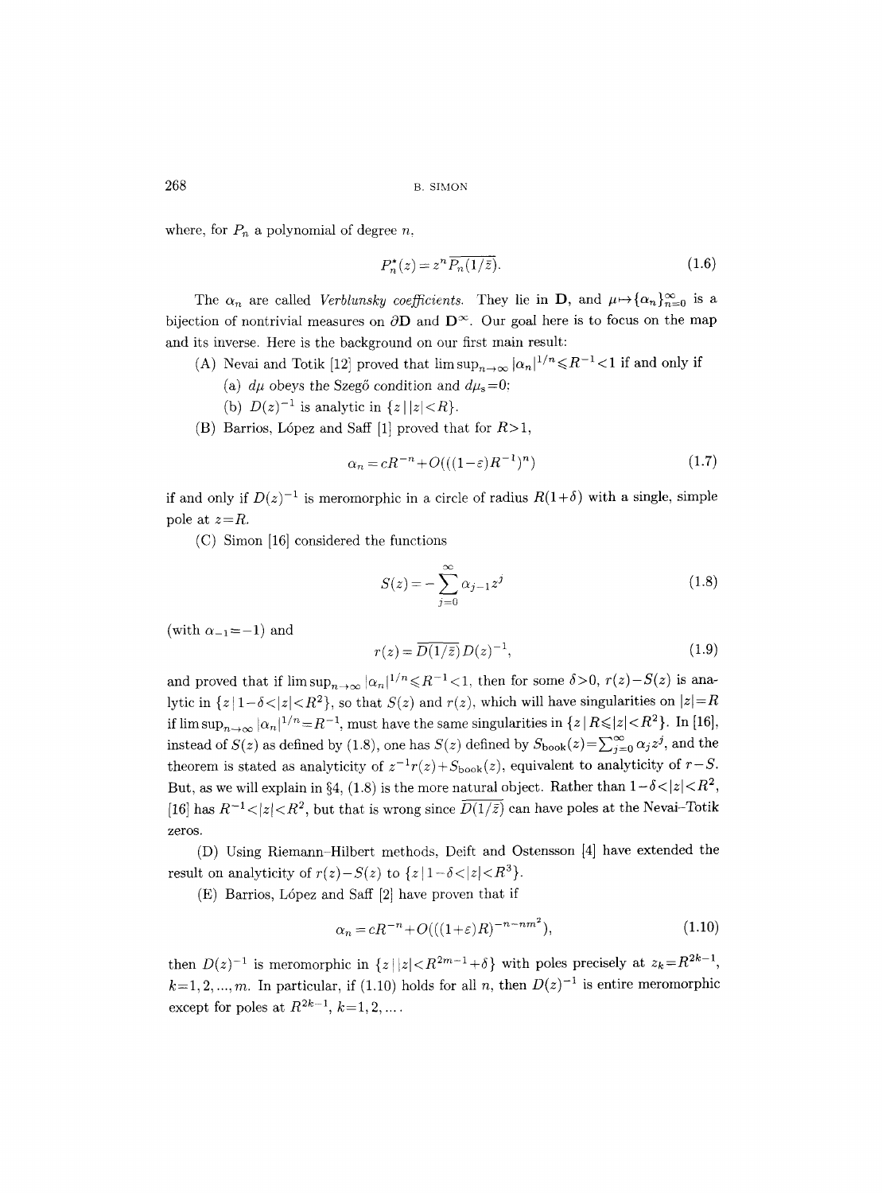where, for $P_n$ a polynomial of degree $n$,

$$P_n^*(z) = z^n \overline{P_n(1/\bar{z})}. \tag{1.6}$$

The $\alpha_n$ are called *Verblunsky coefficients*. They lie in $\mathbf{D}$, and $\mu \mapsto \{\alpha_n\}_{n=0}^\infty$ is a bijection of nontrivial measures on $\partial\mathbf{D}$ and $\mathbf{D}^\infty$. Our goal here is to focus on the map and its inverse. Here is the background on our first main result:

(A) Nevai and Totik [12] proved that $\limsup_{n\to\infty} |\alpha_n|^{1/n} \leqslant R^{-1} < 1$ if and only if

(a) $d\mu$ obeys the Szegő condition and $d\mu_s = 0$;

(b) $D(z)^{-1}$ is analytic in $\{z \mid |z| < R\}$.

(B) Barrios, López and Saff [1] proved that for $R > 1$,

$$\alpha_n = cR^{-n} + O(((1-\varepsilon)R^{-1})^n) \tag{1.7}$$

if and only if $D(z)^{-1}$ is meromorphic in a circle of radius $R(1+\delta)$ with a single, simple pole at $z = R$.

(C) Simon [16] considered the functions

$$S(z) = -\sum_{j=0}^{\infty} \alpha_{j-1} z^j \tag{1.8}$$

(with $\alpha_{-1} = -1$) and

$$r(z) = \overline{D(1/\bar{z})}\, D(z)^{-1}, \tag{1.9}$$

and proved that if $\limsup_{n\to\infty} |\alpha_n|^{1/n} \leqslant R^{-1} < 1$, then for some $\delta > 0$, $r(z) - S(z)$ is analytic in $\{z \mid 1-\delta < |z| < R^2\}$, so that $S(z)$ and $r(z)$, which will have singularities on $|z| = R$ if $\limsup_{n\to\infty} |\alpha_n|^{1/n} = R^{-1}$, must have the same singularities in $\{z \mid R \leqslant |z| < R^2\}$. In [16], instead of $S(z)$ as defined by (1.8), one has $S(z)$ defined by $S_{\mathrm{book}}(z) = \sum_{j=0}^{\infty} \alpha_j z^j$, and the theorem is stated as analyticity of $z^{-1} r(z) + S_{\mathrm{book}}(z)$, equivalent to analyticity of $r - S$. But, as we will explain in §4, (1.8) is the more natural object. Rather than $1 - \delta < |z| < R^2$, [16] has $R^{-1} < |z| < R^2$, but that is wrong since $\overline{D(1/\bar{z})}$ can have poles at the Nevai–Totik zeros.

(D) Using Riemann–Hilbert methods, Deift and Ostensson [4] have extended the result on analyticity of $r(z) - S(z)$ to $\{z \mid 1-\delta < |z| < R^3\}$.

(E) Barrios, López and Saff [2] have proven that if

$$\alpha_n = cR^{-n} + O(((1+\varepsilon)R)^{-n-nm^2}), \tag{1.10}$$

then $D(z)^{-1}$ is meromorphic in $\{z \mid |z| < R^{2m-1} + \delta\}$ with poles precisely at $z_k = R^{2k-1}$, $k = 1, 2, \dots, m$. In particular, if (1.10) holds for all $n$, then $D(z)^{-1}$ is entire meromorphic except for poles at $R^{2k-1}$, $k = 1, 2, \dots$.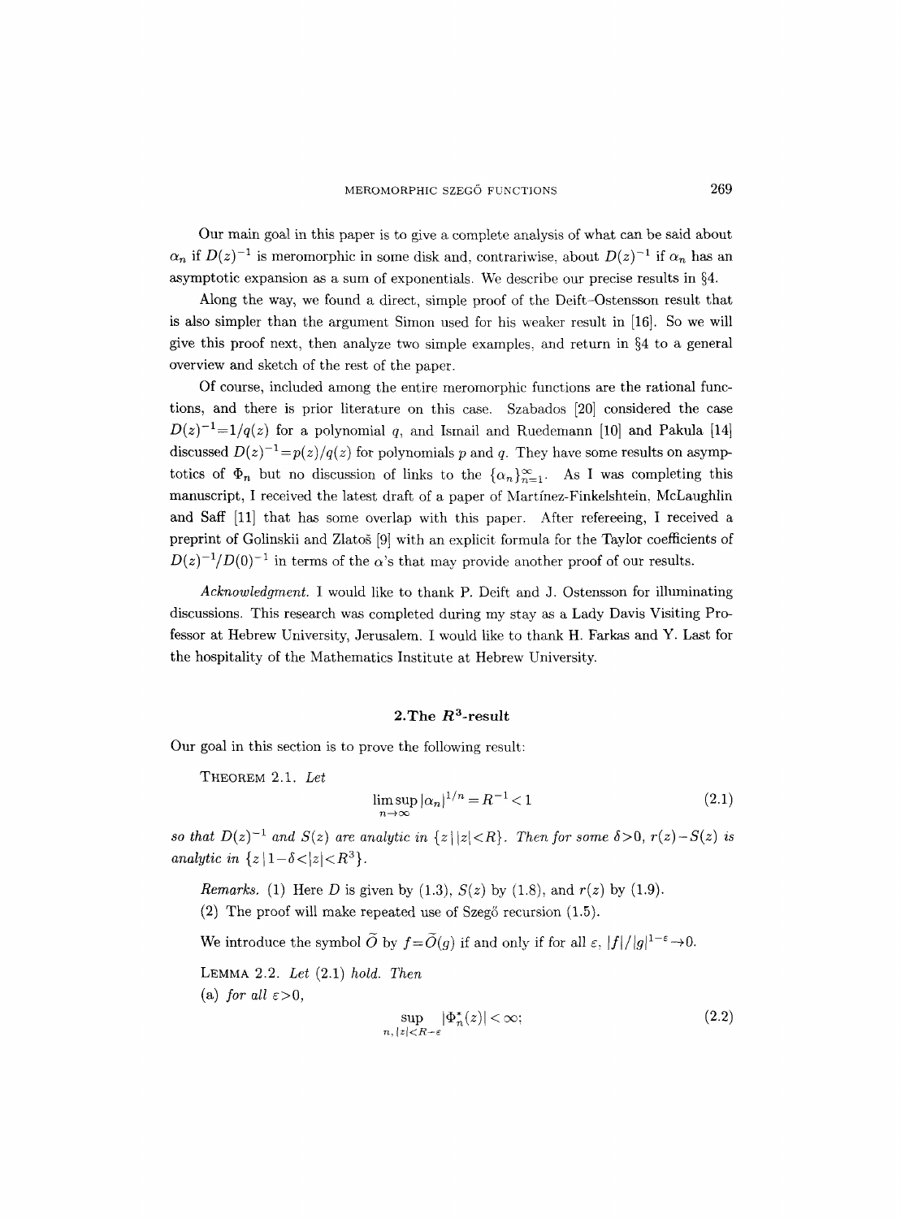Our main goal in this paper is to give a complete analysis of what can be said about $\alpha_n$ if $D(z)^{-1}$ is meromorphic in some disk and, contrariwise, about $D(z)^{-1}$ if $\alpha_n$ has an asymptotic expansion as a sum of exponentials. We describe our precise results in §4.

Along the way, we found a direct, simple proof of the Deift–Ostensson result that is also simpler than the argument Simon used for his weaker result in [16]. So we will give this proof next, then analyze two simple examples, and return in §4 to a general overview and sketch of the rest of the paper.

Of course, included among the entire meromorphic functions are the rational functions, and there is prior literature on this case. Szabados [20] considered the case $D(z)^{-1}=1/q(z)$ for a polynomial $q$, and Ismail and Ruedemann [10] and Pakula [14] discussed $D(z)^{-1}=p(z)/q(z)$ for polynomials $p$ and $q$. They have some results on asymptotics of $\Phi_n$ but no discussion of links to the $\{\alpha_n\}_{n=1}^{\infty}$. As I was completing this manuscript, I received the latest draft of a paper of Martínez-Finkelshtein, McLaughlin and Saff [11] that has some overlap with this paper. After refereeing, I received a preprint of Golinskii and Zlatoš [9] with an explicit formula for the Taylor coefficients of $D(z)^{-1}/D(0)^{-1}$ in terms of the $\alpha$'s that may provide another proof of our results.

*Acknowledgment.* I would like to thank P. Deift and J. Ostensson for illuminating discussions. This research was completed during my stay as a Lady Davis Visiting Professor at Hebrew University, Jerusalem. I would like to thank H. Farkas and Y. Last for the hospitality of the Mathematics Institute at Hebrew University.

## 2. The $R^3$-result

Our goal in this section is to prove the following result:

THEOREM 2.1. *Let*

$$\limsup_{n\to\infty} |\alpha_n|^{1/n} = R^{-1} < 1 \tag{2.1}$$

*so that $D(z)^{-1}$ and $S(z)$ are analytic in $\{z \mid |z|<R\}$. Then for some $\delta>0$, $r(z)-S(z)$ is analytic in $\{z \mid 1-\delta<|z|<R^3\}$.*

*Remarks.* (1) Here $D$ is given by (1.3), $S(z)$ by (1.8), and $r(z)$ by (1.9).

(2) The proof will make repeated use of Szegő recursion (1.5).

We introduce the symbol $\widetilde{O}$ by $f=\widetilde{O}(g)$ if and only if for all $\varepsilon$, $|f|/|g|^{1-\varepsilon}\to 0$.

LEMMA 2.2. *Let* (2.1) *hold. Then*

(a) *for all* $\varepsilon>0$,

$$\sup_{n,\,|z|<R-\varepsilon} |\Phi_n^*(z)| < \infty; \tag{2.2}$$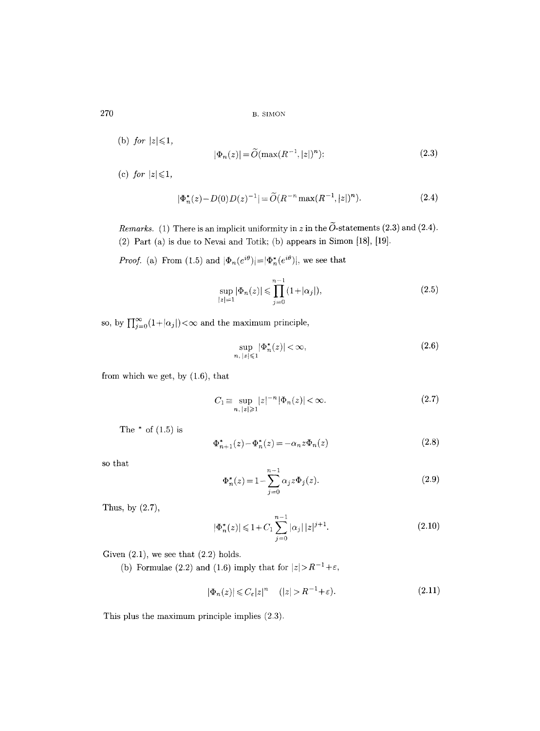(b) *for* $|z|\leqslant 1$,

$$|\Phi_n(z)| = \widetilde{O}(\max(R^{-1}, |z|)^n); \tag{2.3}$$

(c) *for* $|z|\leqslant 1$,

$$|\Phi_n^*(z) - D(0)D(z)^{-1}| = \widetilde{O}(R^{-n}\max(R^{-1}, |z|)^n). \tag{2.4}$$

*Remarks.* (1) There is an implicit uniformity in $z$ in the $\widetilde{O}$-statements (2.3) and (2.4).
(2) Part (a) is due to Nevai and Totik; (b) appears in Simon [18], [19].

*Proof.* (a) From (1.5) and $|\Phi_n(e^{i\theta})| = |\Phi_n^*(e^{i\theta})|$, we see that

$$\sup_{|z|=1} |\Phi_n(z)| \leqslant \prod_{j=0}^{n-1}(1+|\alpha_j|), \tag{2.5}$$

so, by $\prod_{j=0}^{\infty}(1+|\alpha_j|)<\infty$ and the maximum principle,

$$\sup_{n,\,|z|\leqslant 1} |\Phi_n^*(z)| < \infty, \tag{2.6}$$

from which we get, by (1.6), that

$$C_1 \equiv \sup_{n,\,|z|\geqslant 1} |z|^{-n}|\Phi_n(z)| < \infty. \tag{2.7}$$

The $^*$ of (1.5) is

$$\Phi_{n+1}^*(z) - \Phi_n^*(z) = -\alpha_n z \Phi_n(z) \tag{2.8}$$

so that

$$\Phi_n^*(z) = 1 - \sum_{j=0}^{n-1} \alpha_j z \Phi_j(z). \tag{2.9}$$

Thus, by (2.7),

$$|\Phi_n^*(z)| \leqslant 1 + C_1 \sum_{j=0}^{n-1} |\alpha_j|\,|z|^{j+1}. \tag{2.10}$$

Given (2.1), we see that (2.2) holds.

(b) Formulae (2.2) and (1.6) imply that for $|z|>R^{-1}+\varepsilon$,

$$|\Phi_n(z)| \leqslant C_\varepsilon |z|^n \quad (|z|>R^{-1}+\varepsilon). \tag{2.11}$$

This plus the maximum principle implies (2.3).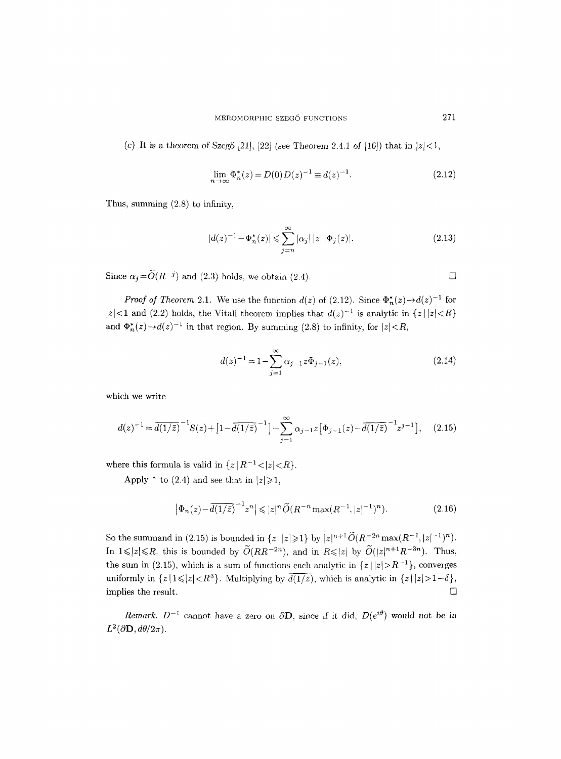(c) It is a theorem of Szegő [21], [22] (see Theorem 2.4.1 of [16]) that in $|z|<1$,

$$\lim_{n\to\infty} \Phi_n^*(z) = D(0)D(z)^{-1} \equiv d(z)^{-1}. \tag{2.12}$$

Thus, summing (2.8) to infinity,

$$|d(z)^{-1} - \Phi_n^*(z)| \leqslant \sum_{j=n}^{\infty} |\alpha_j|\,|z|\,|\Phi_j(z)|. \tag{2.13}$$

Since $\alpha_j = \widetilde{O}(R^{-j})$ and (2.3) holds, we obtain (2.4). $\square$

*Proof of Theorem* 2.1. We use the function $d(z)$ of (2.12). Since $\Phi_n^*(z) \to d(z)^{-1}$ for $|z|<1$ and (2.2) holds, the Vitali theorem implies that $d(z)^{-1}$ is analytic in $\{z \mid |z|<R\}$ and $\Phi_n^*(z) \to d(z)^{-1}$ in that region. By summing (2.8) to infinity, for $|z|<R$,

$$d(z)^{-1} = 1 - \sum_{j=1}^{\infty} \alpha_{j-1} z \Phi_{j-1}(z), \tag{2.14}$$

which we write

$$d(z)^{-1} = \overline{d(1/\bar{z})}^{\,-1} S(z) + \left[1 - \overline{d(1/\bar{z})}^{\,-1}\right] - \sum_{j=1}^{\infty} \alpha_{j-1} z \left[\Phi_{j-1}(z) - \overline{d(1/\bar{z})}^{\,-1} z^{j-1}\right], \tag{2.15}$$

where this formula is valid in $\{z \mid R^{-1}<|z|<R\}$.

Apply $^*$ to (2.4) and see that in $|z|\geqslant 1$,

$$\left|\Phi_n(z) - \overline{d(1/\bar{z})}^{\,-1} z^n\right| \leqslant |z|^n \widetilde{O}(R^{-n} \max(R^{-1}, |z|^{-1})^n). \tag{2.16}$$

So the summand in (2.15) is bounded in $\{z \mid |z|\geqslant 1\}$ by $|z|^{n+1}\widetilde{O}(R^{-2n}\max(R^{-1}, |z|^{-1})^n)$. In $1\leqslant|z|\leqslant R$, this is bounded by $\widetilde{O}(RR^{-2n})$, and in $R\leqslant|z|$ by $\widetilde{O}(|z|^{n+1}R^{-3n})$. Thus, the sum in (2.15), which is a sum of functions each analytic in $\{z \mid |z|>R^{-1}\}$, converges uniformly in $\{z \mid 1\leqslant|z|<R^3\}$. Multiplying by $\overline{d(1/\bar{z})}$, which is analytic in $\{z \mid |z|>1-\delta\}$, implies the result. $\square$

*Remark.* $D^{-1}$ cannot have a zero on $\partial\mathbf{D}$, since if it did, $D(e^{i\theta})$ would not be in $L^2(\partial\mathbf{D}, d\theta/2\pi)$.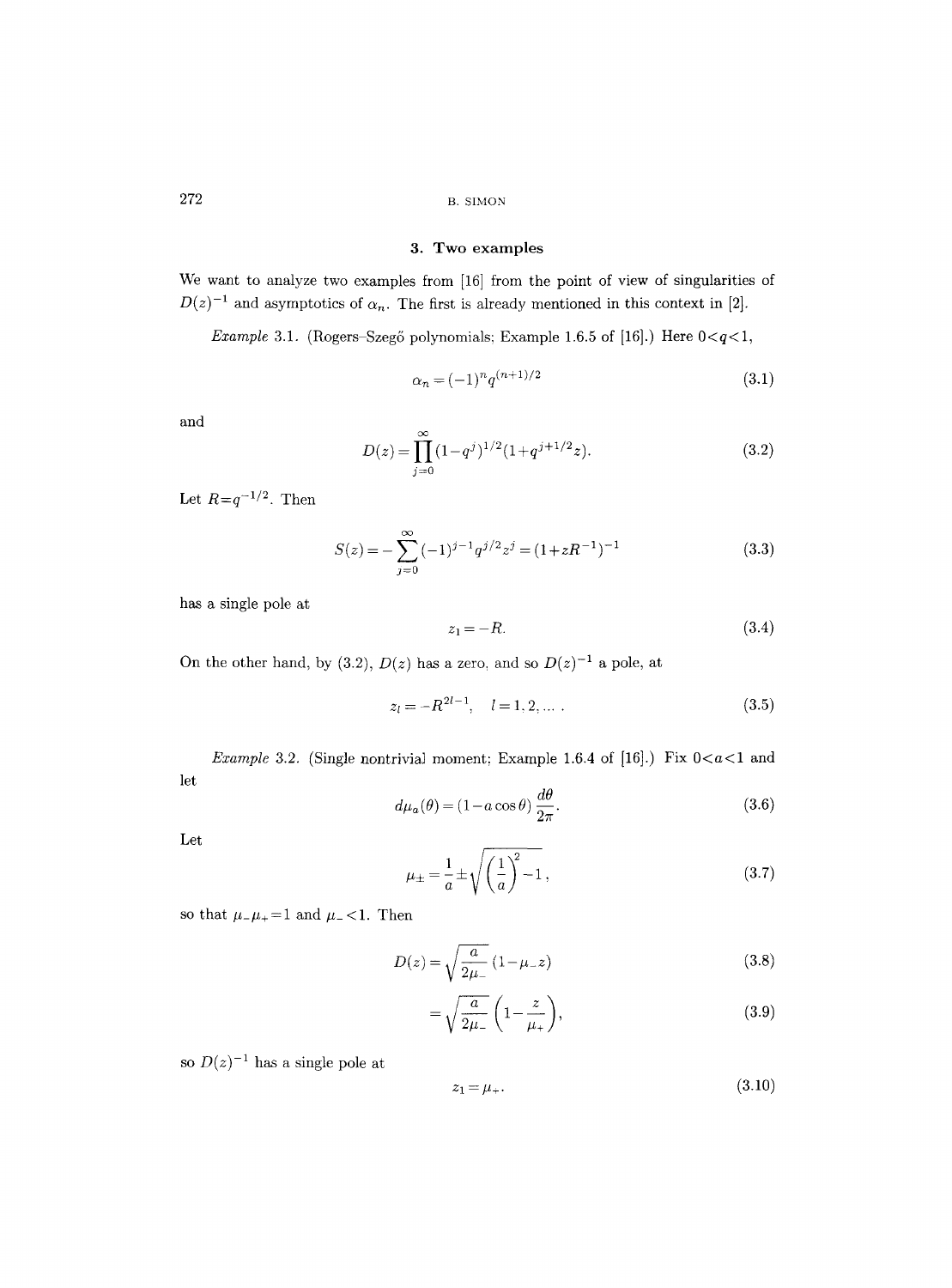## 3. Two examples

We want to analyze two examples from [16] from the point of view of singularities of $D(z)^{-1}$ and asymptotics of $\alpha_n$. The first is already mentioned in this context in [2].

*Example* 3.1. (Rogers–Szegő polynomials; Example 1.6.5 of [16].) Here $0<q<1$,

$$\alpha_n = (-1)^n q^{(n+1)/2} \tag{3.1}$$

and

$$D(z) = \prod_{j=0}^{\infty} (1-q^j)^{1/2}(1+q^{j+1/2}z). \tag{3.2}$$

Let $R=q^{-1/2}$. Then

$$S(z) = -\sum_{j=0}^{\infty} (-1)^{j-1} q^{j/2} z^j = (1+zR^{-1})^{-1} \tag{3.3}$$

has a single pole at

$$z_1 = -R. \tag{3.4}$$

On the other hand, by (3.2), $D(z)$ has a zero, and so $D(z)^{-1}$ a pole, at

$$z_l = -R^{2l-1}, \quad l=1,2,\dots. \tag{3.5}$$

*Example* 3.2. (Single nontrivial moment; Example 1.6.4 of [16].) Fix $0<a<1$ and let

$$d\mu_a(\theta) = (1-a\cos\theta)\,\frac{d\theta}{2\pi}. \tag{3.6}$$

Let

$$\mu_\pm = \frac{1}{a} \pm \sqrt{\left(\frac{1}{a}\right)^2 - 1}, \tag{3.7}$$

so that $\mu_-\mu_+=1$ and $\mu_-<1$. Then

$$D(z) = \sqrt{\frac{a}{2\mu_-}}\,(1-\mu_- z) \tag{3.8}$$

$$= \sqrt{\frac{a}{2\mu_-}}\left(1-\frac{z}{\mu_+}\right), \tag{3.9}$$

so $D(z)^{-1}$ has a single pole at

$$z_1 = \mu_+. \tag{3.10}$$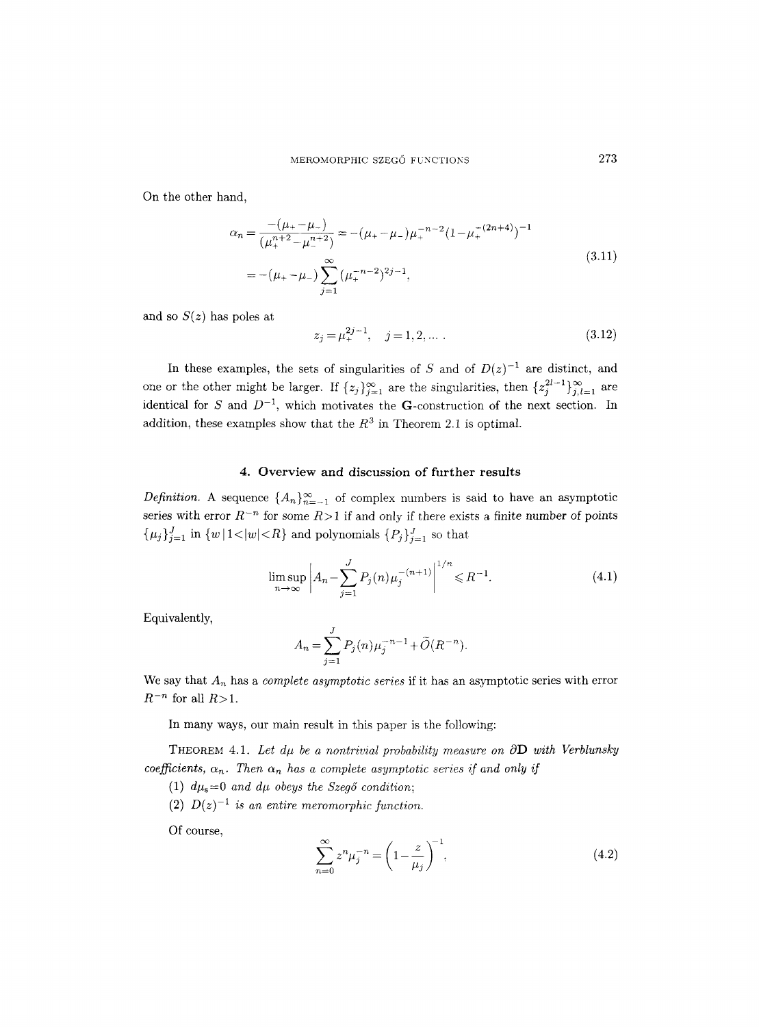On the other hand,

$$
\begin{aligned}
\alpha_n = \frac{-(\mu_+ - \mu_-)}{(\mu_+^{n+2} - \mu_-^{n+2})} &= -(\mu_+ - \mu_-)\mu_+^{-n-2}(1-\mu_+^{-(2n+4)})^{-1} \\
&= -(\mu_+ - \mu_-)\sum_{j=1}^{\infty} (\mu_+^{-n-2})^{2j-1},
\end{aligned}
\tag{3.11}
$$

and so $S(z)$ has poles at

$$
z_j = \mu_+^{2j-1}, \quad j = 1, 2, \dots \,. \tag{3.12}
$$

In these examples, the sets of singularities of $S$ and of $D(z)^{-1}$ are distinct, and one or the other might be larger. If $\{z_j\}_{j=1}^{\infty}$ are the singularities, then $\{z_j^{2l-1}\}_{j,l=1}^{\infty}$ are identical for $S$ and $D^{-1}$, which motivates the **G**-construction of the next section. In addition, these examples show that the $R^3$ in Theorem 2.1 is optimal.

## 4. Overview and discussion of further results

*Definition.* A sequence $\{A_n\}_{n=-1}^{\infty}$ of complex numbers is said to have an asymptotic series with error $R^{-n}$ for some $R>1$ if and only if there exists a finite number of points $\{\mu_j\}_{j=1}^{J}$ in $\{w \mid 1<|w|<R\}$ and polynomials $\{P_j\}_{j=1}^{J}$ so that

$$
\limsup_{n\to\infty} \left| A_n - \sum_{j=1}^{J} P_j(n)\mu_j^{-(n+1)} \right|^{1/n} \leqslant R^{-1}. \tag{4.1}
$$

Equivalently,

$$
A_n = \sum_{j=1}^{J} P_j(n)\mu_j^{-n-1} + \widetilde{O}(R^{-n}).
$$

We say that $A_n$ has a *complete asymptotic series* if it has an asymptotic series with error $R^{-n}$ for all $R>1$.

In many ways, our main result in this paper is the following:

THEOREM 4.1. *Let $d\mu$ be a nontrivial probability measure on $\partial\mathbf{D}$ with Verblunsky coefficients, $\alpha_n$. Then $\alpha_n$ has a complete asymptotic series if and only if*

(1) *$d\mu_s=0$ and $d\mu$ obeys the Szegő condition;*

(2) *$D(z)^{-1}$ is an entire meromorphic function.*

Of course,

$$
\sum_{n=0}^{\infty} z^n \mu_j^{-n} = \left(1 - \frac{z}{\mu_j}\right)^{-1}, \tag{4.2}
$$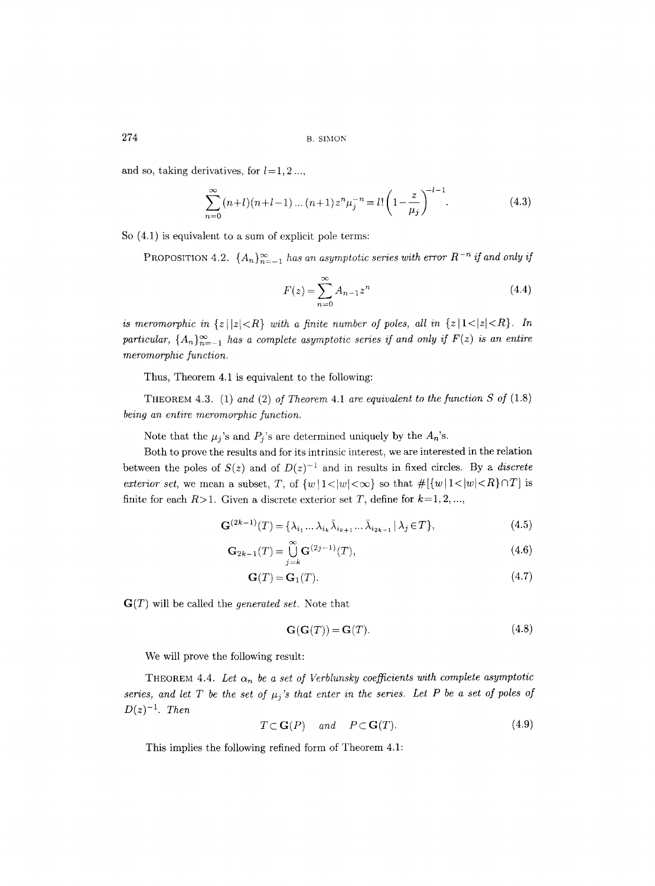and so, taking derivatives, for $l=1,2\ldots$,

$$\sum_{n=0}^{\infty}(n+l)(n+l-1)\ldots(n+1)z^n\mu_j^{-n}=l!\left(1-\frac{z}{\mu_j}\right)^{-l-1}. \tag{4.3}$$

So (4.1) is equivalent to a sum of explicit pole terms:

PROPOSITION 4.2. *$\{A_n\}_{n=-1}^{\infty}$ has an asymptotic series with error $R^{-n}$ if and only if*

$$F(z)=\sum_{n=0}^{\infty}A_{n-1}z^n \tag{4.4}$$

*is meromorphic in $\{z\,|\,|z|<R\}$ with a finite number of poles, all in $\{z\,|\,1<|z|<R\}$. In particular, $\{A_n\}_{n=-1}^{\infty}$ has a complete asymptotic series if and only if $F(z)$ is an entire meromorphic function.*

Thus, Theorem 4.1 is equivalent to the following:

THEOREM 4.3. *(1) and (2) of Theorem 4.1 are equivalent to the function $S$ of (1.8) being an entire meromorphic function.*

Note that the $\mu_j$'s and $P_j$'s are determined uniquely by the $A_n$'s.

Both to prove the results and for its intrinsic interest, we are interested in the relation between the poles of $S(z)$ and of $D(z)^{-1}$ and in results in fixed circles. By a *discrete exterior set*, we mean a subset, $T$, of $\{w\,|\,1<|w|<\infty\}$ so that $\#[\{w\,|\,1<|w|<R\}\cap T]$ is finite for each $R>1$. Given a discrete exterior set $T$, define for $k=1,2,\ldots$,

$$\mathbf{G}^{(2k-1)}(T)=\{\lambda_{i_1}\ldots\lambda_{i_k}\bar{\lambda}_{i_{k+1}}\ldots\bar{\lambda}_{i_{2k-1}}\,|\,\lambda_j\in T\}, \tag{4.5}$$

$$\mathbf{G}_{2k-1}(T)=\bigcup_{j=k}^{\infty}\mathbf{G}^{(2j-1)}(T), \tag{4.6}$$

$$\mathbf{G}(T)=\mathbf{G}_1(T). \tag{4.7}$$

$\mathbf{G}(T)$ will be called the *generated set*. Note that

$$\mathbf{G}(\mathbf{G}(T))=\mathbf{G}(T). \tag{4.8}$$

We will prove the following result:

THEOREM 4.4. *Let $\alpha_n$ be a set of Verblunsky coefficients with complete asymptotic series, and let $T$ be the set of $\mu_j$'s that enter in the series. Let $P$ be a set of poles of $D(z)^{-1}$. Then*

$$T\subset\mathbf{G}(P)\quad\text{and}\quad P\subset\mathbf{G}(T). \tag{4.9}$$

This implies the following refined form of Theorem 4.1: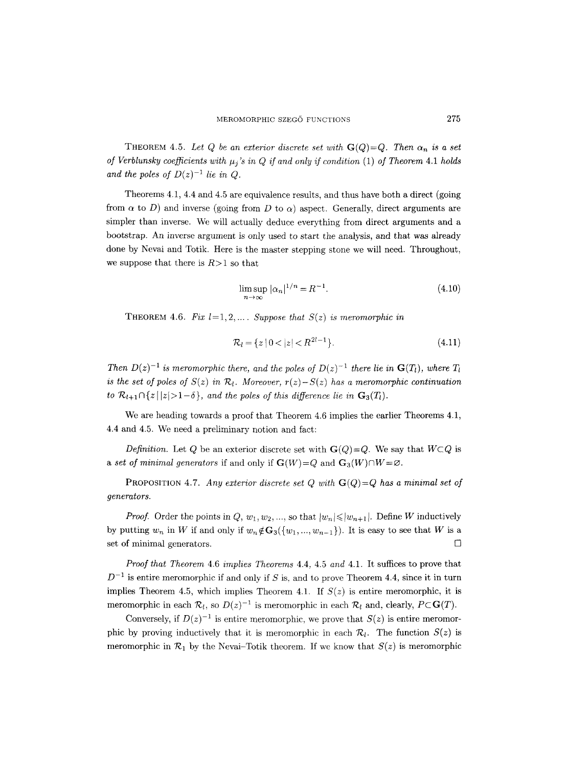**Theorem 4.5.** *Let $Q$ be an exterior discrete set with $\mathbf{G}(Q)=Q$. Then $\alpha_n$ is a set of Verblunsky coefficients with $\mu_j$'s in $Q$ if and only if condition* (1) *of Theorem* 4.1 *holds and the poles of $D(z)^{-1}$ lie in $Q$.*

Theorems 4.1, 4.4 and 4.5 are equivalence results, and thus have both a direct (going from $\alpha$ to $D$) and inverse (going from $D$ to $\alpha$) aspect. Generally, direct arguments are simpler than inverse. We will actually deduce everything from direct arguments and a bootstrap. An inverse argument is only used to start the analysis, and that was already done by Nevai and Totik. Here is the master stepping stone we will need. Throughout, we suppose that there is $R>1$ so that

$$\limsup_{n\to\infty} |\alpha_n|^{1/n} = R^{-1}. \tag{4.10}$$

**Theorem 4.6.** *Fix $l=1,2,\ldots$. Suppose that $S(z)$ is meromorphic in*

$$\mathcal{R}_l = \{z \mid 0<|z|<R^{2l-1}\}. \tag{4.11}$$

*Then $D(z)^{-1}$ is meromorphic there, and the poles of $D(z)^{-1}$ there lie in $\mathbf{G}(T_l)$, where $T_l$ is the set of poles of $S(z)$ in $\mathcal{R}_l$. Moreover, $r(z)-S(z)$ has a meromorphic continuation to $\mathcal{R}_{l+1}\cap\{z \mid |z|>1-\delta\}$, and the poles of this difference lie in $\mathbf{G}_3(T_l)$.*

We are heading towards a proof that Theorem 4.6 implies the earlier Theorems 4.1, 4.4 and 4.5. We need a preliminary notion and fact:

*Definition.* Let $Q$ be an exterior discrete set with $\mathbf{G}(Q)=Q$. We say that $W\subset Q$ is a *set of minimal generators* if and only if $\mathbf{G}(W)=Q$ and $\mathbf{G}_3(W)\cap W=\varnothing$.

**Proposition 4.7.** *Any exterior discrete set $Q$ with $\mathbf{G}(Q)=Q$ has a minimal set of generators.*

*Proof.* Order the points in $Q$, $w_1, w_2, \ldots$, so that $|w_n|\leqslant|w_{n+1}|$. Define $W$ inductively by putting $w_n$ in $W$ if and only if $w_n\notin\mathbf{G}_3(\{w_1,\ldots,w_{n-1}\})$. It is easy to see that $W$ is a set of minimal generators. $\square$

*Proof that Theorem* 4.6 *implies Theorems* 4.4, 4.5 *and* 4.1. It suffices to prove that $D^{-1}$ is entire meromorphic if and only if $S$ is, and to prove Theorem 4.4, since it in turn implies Theorem 4.5, which implies Theorem 4.1. If $S(z)$ is entire meromorphic, it is meromorphic in each $\mathcal{R}_l$, so $D(z)^{-1}$ is meromorphic in each $\mathcal{R}_l$ and, clearly, $P\subset\mathbf{G}(T)$.

Conversely, if $D(z)^{-1}$ is entire meromorphic, we prove that $S(z)$ is entire meromorphic by proving inductively that it is meromorphic in each $\mathcal{R}_l$. The function $S(z)$ is meromorphic in $\mathcal{R}_1$ by the Nevai–Totik theorem. If we know that $S(z)$ is meromorphic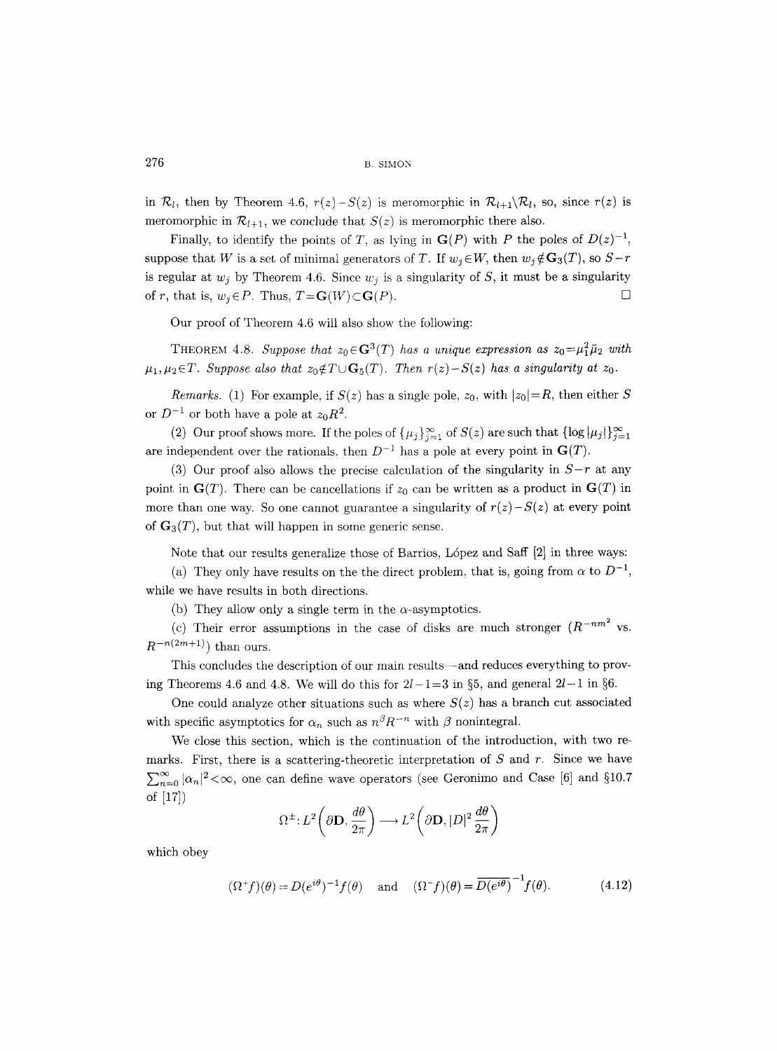in $\mathcal{R}_l$, then by Theorem 4.6, $r(z)-S(z)$ is meromorphic in $\mathcal{R}_{l+1}\backslash\mathcal{R}_l$, so, since $r(z)$ is meromorphic in $\mathcal{R}_{l+1}$, we conclude that $S(z)$ is meromorphic there also.

Finally, to identify the points of $T$, as lying in $\mathbf{G}(P)$ with $P$ the poles of $D(z)^{-1}$, suppose that $W$ is a set of minimal generators of $T$. If $w_j\in W$, then $w_j\notin\mathbf{G}_3(T)$, so $S-r$ is regular at $w_j$ by Theorem 4.6. Since $w_j$ is a singularity of $S$, it must be a singularity of $r$, that is, $w_j\in P$. Thus, $T=\mathbf{G}(W)\subset\mathbf{G}(P)$. $\square$

Our proof of Theorem 4.6 will also show the following:

THEOREM 4.8. *Suppose that $z_0\in\mathbf{G}^3(T)$ has a unique expression as $z_0=\mu_1^2\bar{\mu}_2$ with $\mu_1,\mu_2\in T$. Suppose also that $z_0\notin T\cup\mathbf{G}_5(T)$. Then $r(z)-S(z)$ has a singularity at $z_0$.*

*Remarks.* (1) For example, if $S(z)$ has a single pole, $z_0$, with $|z_0|=R$, then either $S$ or $D^{-1}$ or both have a pole at $z_0R^2$.

(2) Our proof shows more. If the poles of $\{\mu_j\}_{j=1}^{\infty}$ of $S(z)$ are such that $\{\log|\mu_j|\}_{j=1}^{\infty}$ are independent over the rationals, then $D^{-1}$ has a pole at every point in $\mathbf{G}(T)$.

(3) Our proof also allows the precise calculation of the singularity in $S-r$ at any point in $\mathbf{G}(T)$. There can be cancellations if $z_0$ can be written as a product in $\mathbf{G}(T)$ in more than one way. So one cannot guarantee a singularity of $r(z)-S(z)$ at every point of $\mathbf{G}_3(T)$, but that will happen in some generic sense.

Note that our results generalize those of Barrios, López and Saff [2] in three ways:

(a) They only have results on the the direct problem, that is, going from $\alpha$ to $D^{-1}$, while we have results in both directions.

(b) They allow only a single term in the $\alpha$-asymptotics.

(c) Their error assumptions in the case of disks are much stronger ($R^{-nm^2}$ vs. $R^{-n(2m+1)}$) than ours.

This concludes the description of our main results—and reduces everything to proving Theorems 4.6 and 4.8. We will do this for $2l-1=3$ in §5, and general $2l-1$ in §6.

One could analyze other situations such as where $S(z)$ has a branch cut associated with specific asymptotics for $\alpha_n$ such as $n^{\beta}R^{-n}$ with $\beta$ nonintegral.

We close this section, which is the continuation of the introduction, with two remarks. First, there is a scattering-theoretic interpretation of $S$ and $r$. Since we have $\sum_{n=0}^{\infty}|\alpha_n|^2<\infty$, one can define wave operators (see Geronimo and Case [6] and §10.7 of [17])

$$\Omega^{\pm}\colon L^2\left(\partial\mathbf{D},\frac{d\theta}{2\pi}\right)\longrightarrow L^2\left(\partial\mathbf{D},|D|^2\frac{d\theta}{2\pi}\right)$$

which obey

$$(\Omega^{+}f)(\theta)=D(e^{i\theta})^{-1}f(\theta)\quad\text{and}\quad(\Omega^{-}f)(\theta)=\overline{D(e^{i\theta})}^{\,-1}f(\theta).\tag{4.12}$$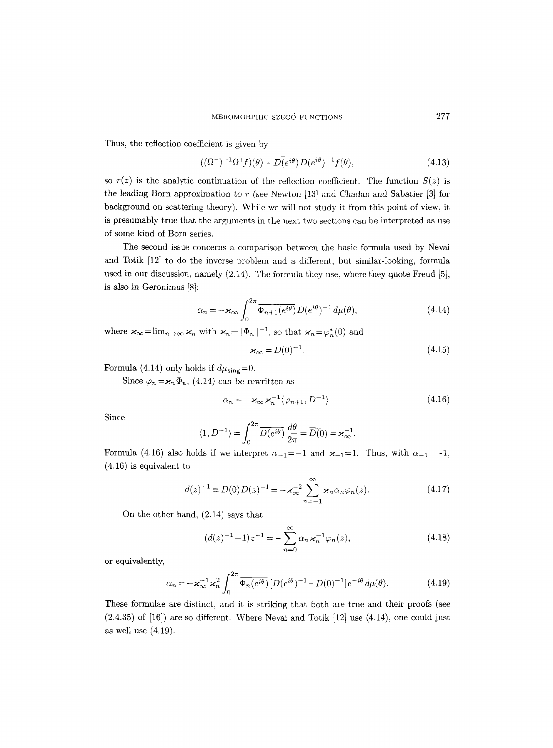Thus, the reflection coefficient is given by

$$((\Omega^-)^{-1}\Omega^+ f)(\theta) = \overline{D(e^{i\theta})}\, D(e^{i\theta})^{-1} f(\theta), \tag{4.13}$$

so $r(z)$ is the analytic continuation of the reflection coefficient. The function $S(z)$ is the leading Born approximation to $r$ (see Newton [13] and Chadan and Sabatier [3] for background on scattering theory). While we will not study it from this point of view, it is presumably true that the arguments in the next two sections can be interpreted as use of some kind of Born series.

The second issue concerns a comparison between the basic formula used by Nevai and Totik [12] to do the inverse problem and a different, but similar-looking, formula used in our discussion, namely (2.14). The formula they use, where they quote Freud [5], is also in Geronimus [8]:

$$\alpha_n = -\varkappa_\infty \int_0^{2\pi} \overline{\Phi_{n+1}(e^{i\theta})}\, D(e^{i\theta})^{-1}\, d\mu(\theta), \tag{4.14}$$

where $\varkappa_\infty = \lim_{n\to\infty} \varkappa_n$ with $\varkappa_n = \|\Phi_n\|^{-1}$, so that $\varkappa_n = \varphi_n^*(0)$ and

$$\varkappa_\infty = D(0)^{-1}. \tag{4.15}$$

Formula (4.14) only holds if $d\mu_{\mathrm{sing}} = 0$.

Since $\varphi_n = \varkappa_n \Phi_n$, (4.14) can be rewritten as

$$\alpha_n = -\varkappa_\infty \varkappa_n^{-1} \langle \varphi_{n+1}, D^{-1}\rangle. \tag{4.16}$$

Since

$$\langle 1, D^{-1}\rangle = \int_0^{2\pi} \overline{D(e^{i\theta})}\, \frac{d\theta}{2\pi} = \overline{D(0)} = \varkappa_\infty^{-1}.$$

Formula (4.16) also holds if we interpret $\alpha_{-1} = -1$ and $\varkappa_{-1} = 1$. Thus, with $\alpha_{-1} = -1$, (4.16) is equivalent to

$$d(z)^{-1} \equiv D(0) D(z)^{-1} = -\varkappa_\infty^{-2} \sum_{n=-1}^{\infty} \varkappa_n \alpha_n \varphi_n(z). \tag{4.17}$$

On the other hand, (2.14) says that

$$(d(z)^{-1} - 1) z^{-1} = -\sum_{n=0}^{\infty} \alpha_n \varkappa_n^{-1} \varphi_n(z), \tag{4.18}$$

or equivalently,

$$\alpha_n = -\varkappa_\infty^{-1} \varkappa_n^2 \int_0^{2\pi} \overline{\Phi_n(e^{i\theta})}\, [D(e^{i\theta})^{-1} - D(0)^{-1}] e^{-i\theta}\, d\mu(\theta). \tag{4.19}$$

These formulae are distinct, and it is striking that both are true and their proofs (see (2.4.35) of [16]) are so different. Where Nevai and Totik [12] use (4.14), one could just as well use (4.19).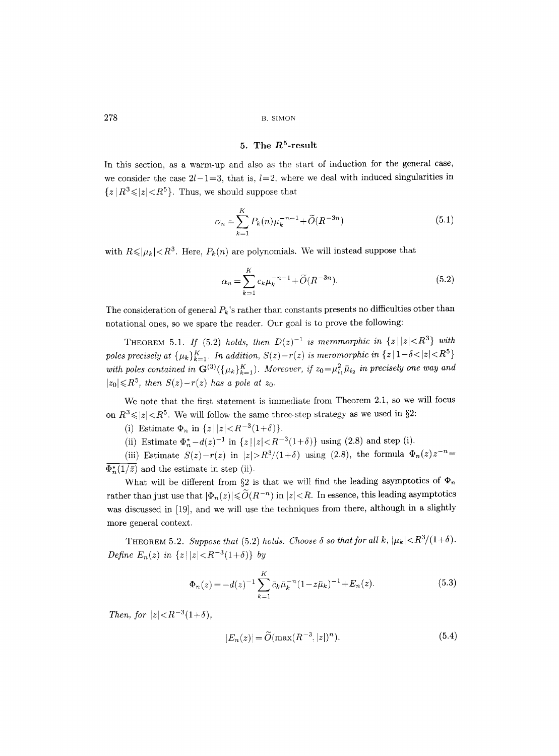## 5. The $R^5$-result

In this section, as a warm-up and also as the start of induction for the general case, we consider the case $2l-1=3$, that is, $l=2$, where we deal with induced singularities in $\{z \mid R^3 \leqslant |z| < R^5\}$. Thus, we should suppose that

$$\alpha_n = \sum_{k=1}^{K} P_k(n)\mu_k^{-n-1} + \widetilde{O}(R^{-3n}) \tag{5.1}$$

with $R \leqslant |\mu_k| < R^3$. Here, $P_k(n)$ are polynomials. We will instead suppose that

$$\alpha_n = \sum_{k=1}^{K} c_k \mu_k^{-n-1} + \widetilde{O}(R^{-3n}). \tag{5.2}$$

The consideration of general $P_k$'s rather than constants presents no difficulties other than notational ones, so we spare the reader. Our goal is to prove the following:

THEOREM 5.1. *If* (5.2) *holds, then $D(z)^{-1}$ is meromorphic in $\{z \mid |z| < R^3\}$ with poles precisely at $\{\mu_k\}_{k=1}^{K}$. In addition, $S(z)-r(z)$ is meromorphic in $\{z \mid 1-\delta < |z| < R^5\}$ with poles contained in $\mathbf{G}^{(3)}(\{\mu_k\}_{k=1}^{K})$. Moreover, if $z_0 = \mu_{i_1}^2 \bar{\mu}_{i_2}$ in precisely one way and $|z_0| \leqslant R^5$, then $S(z)-r(z)$ has a pole at $z_0$.*

We note that the first statement is immediate from Theorem 2.1, so we will focus on $R^3 \leqslant |z| < R^5$. We will follow the same three-step strategy as we used in §2:

(i) Estimate $\Phi_n$ in $\{z \mid |z| < R^{-3}(1+\delta)\}$.

(ii) Estimate $\Phi_n^* - d(z)^{-1}$ in $\{z \mid |z| < R^{-3}(1+\delta)\}$ using (2.8) and step (i).

(iii) Estimate $S(z)-r(z)$ in $|z| > R^3/(1+\delta)$ using (2.8), the formula $\Phi_n(z)z^{-n} = \overline{\Phi_n^*(1/\bar{z})}$ and the estimate in step (ii).

What will be different from §2 is that we will find the leading asymptotics of $\Phi_n$ rather than just use that $|\Phi_n(z)| \leqslant \widetilde{O}(R^{-n})$ in $|z| < R$. In essence, this leading asymptotics was discussed in [19], and we will use the techniques from there, although in a slightly more general context.

THEOREM 5.2. *Suppose that* (5.2) *holds. Choose $\delta$ so that for all $k$, $|\mu_k| < R^3/(1+\delta)$. Define $E_n(z)$ in $\{z \mid |z| < R^{-3}(1+\delta)\}$ by*

$$\Phi_n(z) = -d(z)^{-1} \sum_{k=1}^{K} \bar{c}_k \bar{\mu}_k^{-n} (1 - z\bar{\mu}_k)^{-1} + E_n(z). \tag{5.3}$$

*Then, for $|z| < R^{-3}(1+\delta)$,*

$$|E_n(z)| = \widetilde{O}(\max(R^{-3}, |z|)^n). \tag{5.4}$$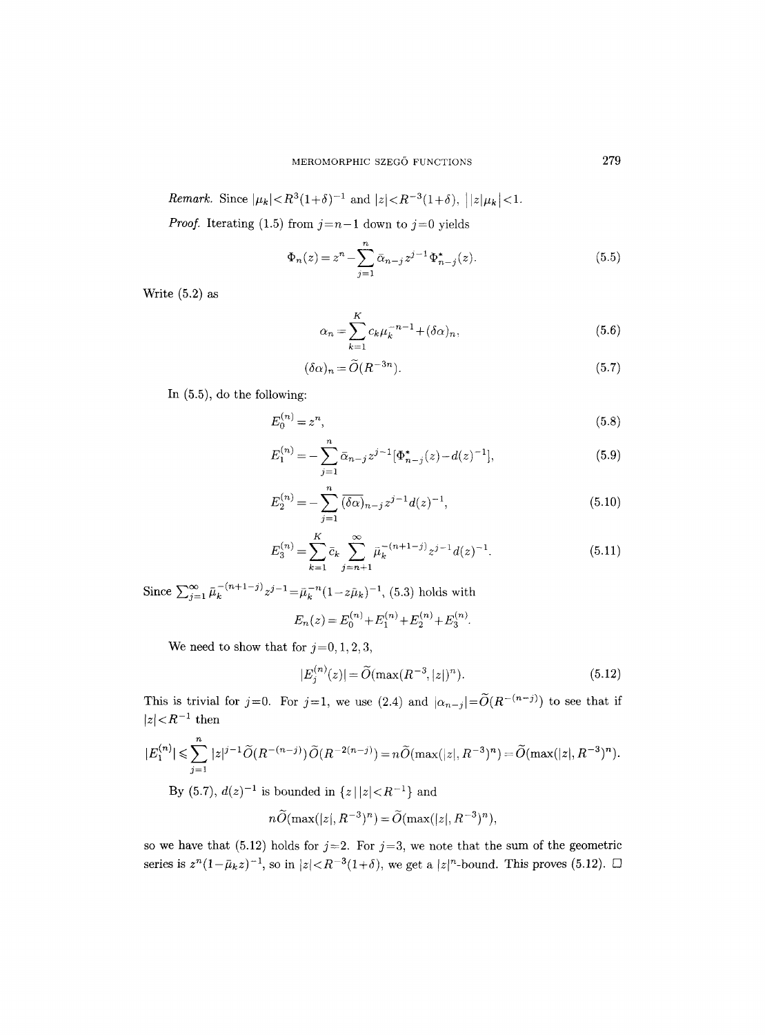*Remark.* Since $|\mu_k|<R^3(1+\delta)^{-1}$ and $|z|<R^{-3}(1+\delta)$, $\bigl||z|\mu_k\bigr|<1$.

*Proof.* Iterating (1.5) from $j=n-1$ down to $j=0$ yields

$$\Phi_n(z)=z^n-\sum_{j=1}^{n}\bar{\alpha}_{n-j}z^{j-1}\Phi^*_{n-j}(z). \tag{5.5}$$

Write (5.2) as

$$\alpha_n=\sum_{k=1}^{K}c_k\mu_k^{-n-1}+(\delta\alpha)_n, \tag{5.6}$$

$$(\delta\alpha)_n=\widetilde{O}(R^{-3n}). \tag{5.7}$$

In (5.5), do the following:

$$E_0^{(n)}=z^n, \tag{5.8}$$

$$E_1^{(n)}=-\sum_{j=1}^{n}\bar{\alpha}_{n-j}z^{j-1}[\Phi^*_{n-j}(z)-d(z)^{-1}], \tag{5.9}$$

$$E_2^{(n)}=-\sum_{j=1}^{n}\overline{(\delta\alpha)}_{n-j}z^{j-1}d(z)^{-1}, \tag{5.10}$$

$$E_3^{(n)}=\sum_{k=1}^{K}\bar{c}_k\sum_{j=n+1}^{\infty}\bar{\mu}_k^{-(n+1-j)}z^{j-1}d(z)^{-1}. \tag{5.11}$$

Since $\sum_{j=1}^{\infty}\bar{\mu}_k^{-(n+1-j)}z^{j-1}=\bar{\mu}_k^{-n}(1-z\bar{\mu}_k)^{-1}$, (5.3) holds with

$$E_n(z)=E_0^{(n)}+E_1^{(n)}+E_2^{(n)}+E_3^{(n)}.$$

We need to show that for $j=0,1,2,3$,

$$|E_j^{(n)}(z)|=\widetilde{O}(\max(R^{-3},|z|)^n). \tag{5.12}$$

This is trivial for $j=0$. For $j=1$, we use (2.4) and $|\alpha_{n-j}|=\widetilde{O}(R^{-(n-j)})$ to see that if $|z|<R^{-1}$ then

$$|E_1^{(n)}|\leqslant\sum_{j=1}^{n}|z|^{j-1}\widetilde{O}(R^{-(n-j)})\widetilde{O}(R^{-2(n-j)})=n\widetilde{O}(\max(|z|,R^{-3})^n)=\widetilde{O}(\max(|z|,R^{-3})^n).$$

By (5.7), $d(z)^{-1}$ is bounded in $\{z\,|\,|z|<R^{-1}\}$ and

$$n\widetilde{O}(\max(|z|,R^{-3})^n)=\widetilde{O}(\max(|z|,R^{-3})^n),$$

so we have that (5.12) holds for $j=2$. For $j=3$, we note that the sum of the geometric series is $z^n(1-\bar{\mu}_kz)^{-1}$, so in $|z|<R^{-3}(1+\delta)$, we get a $|z|^n$-bound. This proves (5.12). □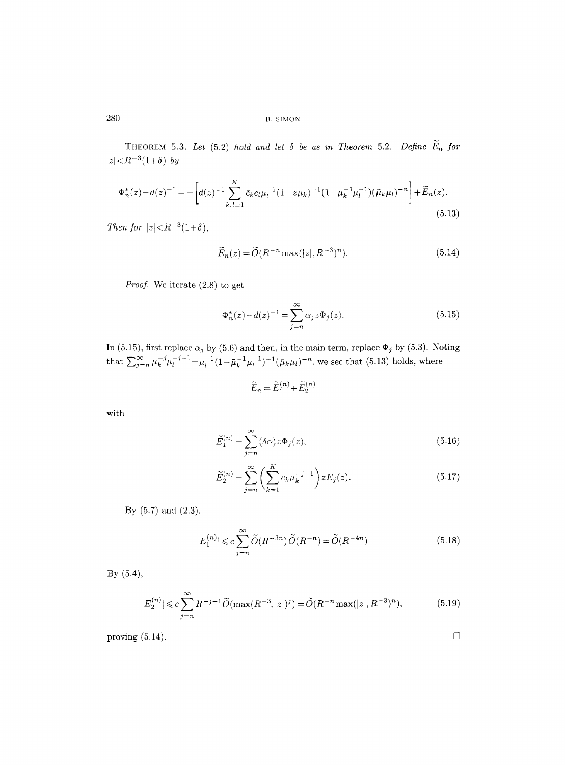**Theorem 5.3.** *Let (5.2) hold and let $\delta$ be as in Theorem 5.2. Define $\widetilde{E}_n$ for $|z|<R^{-3}(1+\delta)$ by*

$$\Phi_n^*(z)-d(z)^{-1}=-\left[d(z)^{-1}\sum_{k,l=1}^{K}\bar{c}_k c_l \mu_l^{-1}(1-z\bar{\mu}_k)^{-1}(1-\bar{\mu}_k^{-1}\mu_l^{-1})(\bar{\mu}_k\mu_l)^{-n}\right]+\widetilde{E}_n(z). \tag{5.13}$$

*Then for $|z|<R^{-3}(1+\delta)$,*

$$\widetilde{E}_n(z)=\widetilde{O}(R^{-n}\max(|z|,R^{-3})^n). \tag{5.14}$$

*Proof.* We iterate (2.8) to get

$$\Phi_n^*(z)-d(z)^{-1}=\sum_{j=n}^{\infty}\alpha_j z\Phi_j(z). \tag{5.15}$$

In (5.15), first replace $\alpha_j$ by (5.6) and then, in the main term, replace $\Phi_j$ by (5.3). Noting that $\sum_{j=n}^{\infty}\bar{\mu}_k^{-j}\mu_l^{-j-1}=\mu_l^{-1}(1-\bar{\mu}_k^{-1}\mu_l^{-1})^{-1}(\bar{\mu}_k\mu_l)^{-n}$, we see that (5.13) holds, where

$$\widetilde{E}_n=\widetilde{E}_1^{(n)}+\widetilde{E}_2^{(n)}$$

with

$$\widetilde{E}_1^{(n)}=\sum_{j=n}^{\infty}(\delta\alpha)z\Phi_j(z), \tag{5.16}$$

$$\widetilde{E}_2^{(n)}=\sum_{j=n}^{\infty}\left(\sum_{k=1}^{K}c_k\mu_k^{-j-1}\right)zE_j(z). \tag{5.17}$$

By (5.7) and (2.3),

$$|E_1^{(n)}|\leqslant c\sum_{j=n}^{\infty}\widetilde{O}(R^{-3n})\,\widetilde{O}(R^{-n})=\widetilde{O}(R^{-4n}). \tag{5.18}$$

By (5.4),

$$|E_2^{(n)}|\leqslant c\sum_{j=n}^{\infty}R^{-j-1}\widetilde{O}(\max(R^{-3},|z|)^j)=\widetilde{O}(R^{-n}\max(|z|,R^{-3})^n), \tag{5.19}$$

proving (5.14). $\square$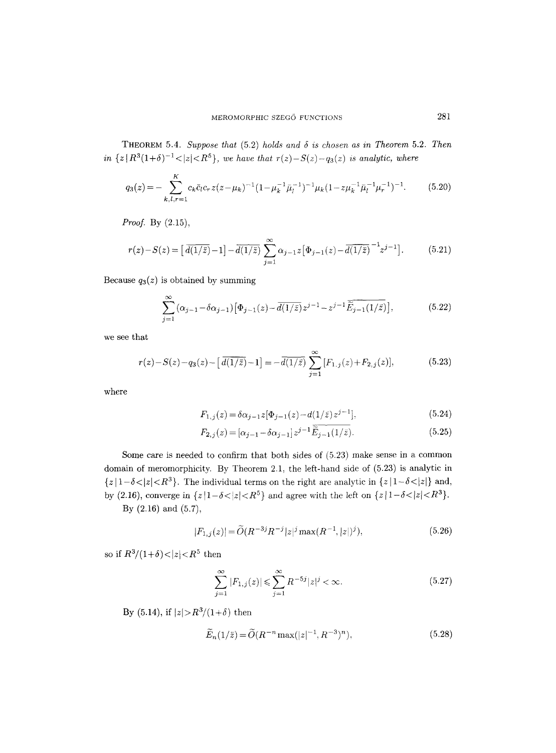**Theorem 5.4.** *Suppose that (5.2) holds and $\delta$ is chosen as in Theorem 5.2. Then in $\{z \mid R^3(1+\delta)^{-1} < |z| < R^5\}$, we have that $r(z) - S(z) - q_3(z)$ is analytic, where*

$$q_3(z) = -\sum_{k,l,r=1}^{K} c_k \bar{c}_l c_r z(z-\mu_k)^{-1}(1-\mu_k^{-1}\bar{\mu}_l^{-1})^{-1}\mu_k(1-z\mu_k^{-1}\bar{\mu}_l^{-1}\mu_r^{-1})^{-1}. \tag{5.20}$$

*Proof.* By (2.15),

$$r(z) - S(z) = \left[\overline{d(1/\bar{z})} - 1\right] - \overline{d(1/\bar{z})} \sum_{j=1}^{\infty} \alpha_{j-1} z \left[\Phi_{j-1}(z) - \overline{d(1/\bar{z})}^{\,-1} z^{j-1}\right]. \tag{5.21}$$

Because $q_3(z)$ is obtained by summing

$$\sum_{j=1}^{\infty} (\alpha_{j-1} - \delta\alpha_{j-1}) \left[\Phi_{j-1}(z) - \overline{d(1/\bar{z})} z^{j-1} - z^{j-1} \overline{\widetilde{E}_{j-1}(1/\bar{z})}\right], \tag{5.22}$$

we see that

$$r(z) - S(z) - q_3(z) - \left[\overline{d(1/\bar{z})} - 1\right] = -\overline{d(1/\bar{z})} \sum_{j=1}^{\infty} [F_{1,j}(z) + F_{2,j}(z)], \tag{5.23}$$

where

$$F_{1,j}(z) = \delta\alpha_{j-1} z[\Phi_{j-1}(z) - d(1/\bar{z}) z^{j-1}], \tag{5.24}$$

$$F_{2,j}(z) = [\alpha_{j-1} - \delta\alpha_{j-1}] z^{j-1} \overline{\widetilde{E}_{j-1}(1/\bar{z})}. \tag{5.25}$$

Some care is needed to confirm that both sides of (5.23) make sense in a common domain of meromorphicity. By Theorem 2.1, the left-hand side of (5.23) is analytic in $\{z \mid 1-\delta < |z| < R^3\}$. The individual terms on the right are analytic in $\{z \mid 1-\delta < |z|\}$ and, by (2.16), converge in $\{z \mid 1-\delta < |z| < R^5\}$ and agree with the left on $\{z \mid 1-\delta < |z| < R^3\}$.

By (2.16) and (5.7),

$$|F_{1,j}(z)| = \widetilde{O}(R^{-3j} R^{-j} |z|^j \max(R^{-1}, |z|)^j), \tag{5.26}$$

so if $R^3/(1+\delta) < |z| < R^5$ then

$$\sum_{j=1}^{\infty} |F_{1,j}(z)| \leqslant \sum_{j=1}^{\infty} R^{-5j} |z|^j < \infty. \tag{5.27}$$

By (5.14), if $|z| > R^3/(1+\delta)$ then

$$\widetilde{E}_n(1/\bar{z}) = \widetilde{O}(R^{-n} \max(|z|^{-1}, R^{-3})^n), \tag{5.28}$$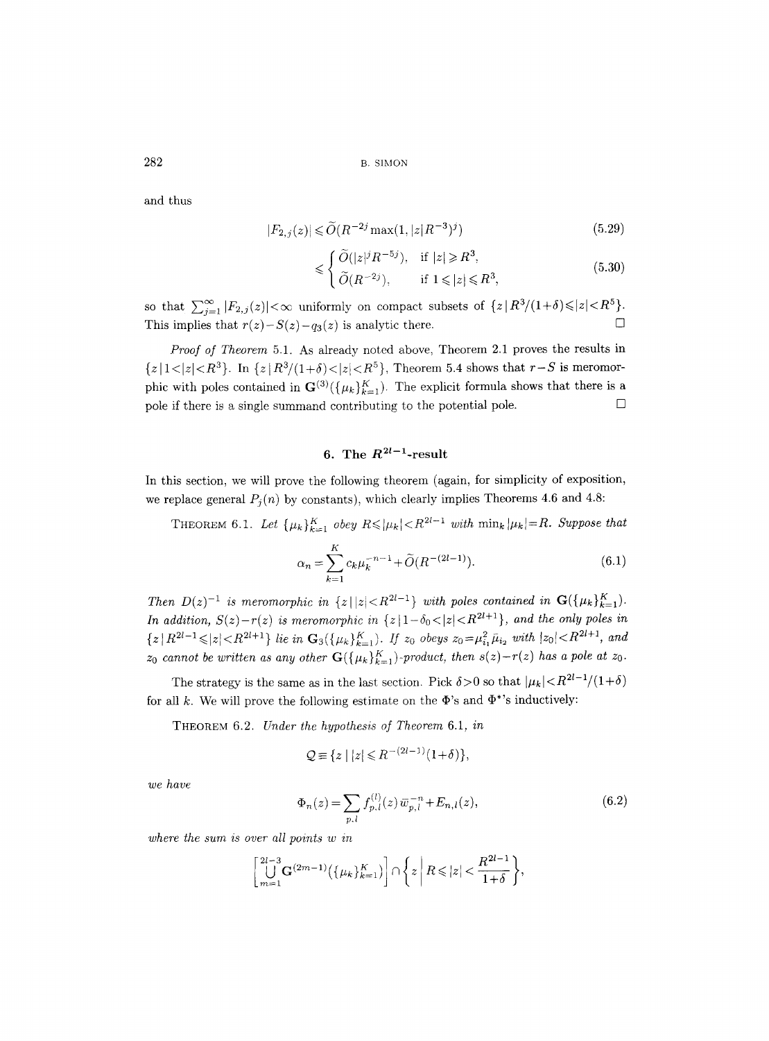and thus

$$|F_{2,j}(z)| \leqslant \widetilde{O}(R^{-2j} \max(1, |z| R^{-3})^j) \tag{5.29}$$

$$\leqslant \begin{cases} \widetilde{O}(|z|^j R^{-5j}), & \text{if } |z| \geqslant R^3, \\ \widetilde{O}(R^{-2j}), & \text{if } 1 \leqslant |z| \leqslant R^3, \end{cases} \tag{5.30}$$

so that $\sum_{j=1}^{\infty} |F_{2,j}(z)| < \infty$ uniformly on compact subsets of $\{z \mid R^3/(1+\delta) \leqslant |z| < R^5\}$. This implies that $r(z) - S(z) - q_3(z)$ is analytic there. $\square$

*Proof of Theorem* 5.1. As already noted above, Theorem 2.1 proves the results in $\{z \mid 1 < |z| < R^3\}$. In $\{z \mid R^3/(1+\delta) < |z| < R^5\}$, Theorem 5.4 shows that $r - S$ is meromorphic with poles contained in $\mathbf{G}^{(3)}(\{\mu_k\}_{k=1}^K)$. The explicit formula shows that there is a pole if there is a single summand contributing to the potential pole. $\square$

## 6. The $R^{2l-1}$-result

In this section, we will prove the following theorem (again, for simplicity of exposition, we replace general $P_j(n)$ by constants), which clearly implies Theorems 4.6 and 4.8:

THEOREM 6.1. *Let $\{\mu_k\}_{k=1}^K$ obey $R \leqslant |\mu_k| < R^{2l-1}$ with $\min_k |\mu_k| = R$. Suppose that*

$$\alpha_n = \sum_{k=1}^{K} c_k \mu_k^{-n-1} + \widetilde{O}(R^{-(2l-1)}). \tag{6.1}$$

*Then $D(z)^{-1}$ is meromorphic in $\{z \mid |z| < R^{2l-1}\}$ with poles contained in $\mathbf{G}(\{\mu_k\}_{k=1}^K)$. In addition, $S(z) - r(z)$ is meromorphic in $\{z \mid 1 - \delta_0 < |z| < R^{2l+1}\}$, and the only poles in $\{z \mid R^{2l-1} \leqslant |z| < R^{2l+1}\}$ lie in $\mathbf{G}_3(\{\mu_k\}_{k=1}^K)$. If $z_0$ obeys $z_0 = \mu_{i_1}^2 \bar{\mu}_{i_2}$ with $|z_0| < R^{2l+1}$, and $z_0$ cannot be written as any other $\mathbf{G}(\{\mu_k\}_{k=1}^K)$-product, then $s(z) - r(z)$ has a pole at $z_0$.*

The strategy is the same as in the last section. Pick $\delta > 0$ so that $|\mu_k| < R^{2l-1}/(1+\delta)$ for all $k$. We will prove the following estimate on the $\Phi$'s and $\Phi^*$'s inductively:

THEOREM 6.2. *Under the hypothesis of Theorem* 6.1, *in*

$$\mathcal{Q} \equiv \{z \mid |z| \leqslant R^{-(2l-1)}(1+\delta)\},$$

*we have*

$$\Phi_n(z) = \sum_{p,l} f_{p,l}^{(l)}(z)\, \bar{w}_{p,l}^{-n} + E_{n,l}(z), \tag{6.2}$$

*where the sum is over all points $w$ in*

$$\left[\bigcup_{m=1}^{2l-3} \mathbf{G}^{(2m-1)}(\{\mu_k\}_{k=1}^K)\right] \cap \left\{z \;\middle|\; R \leqslant |z| < \frac{R^{2l-1}}{1+\delta}\right\},$$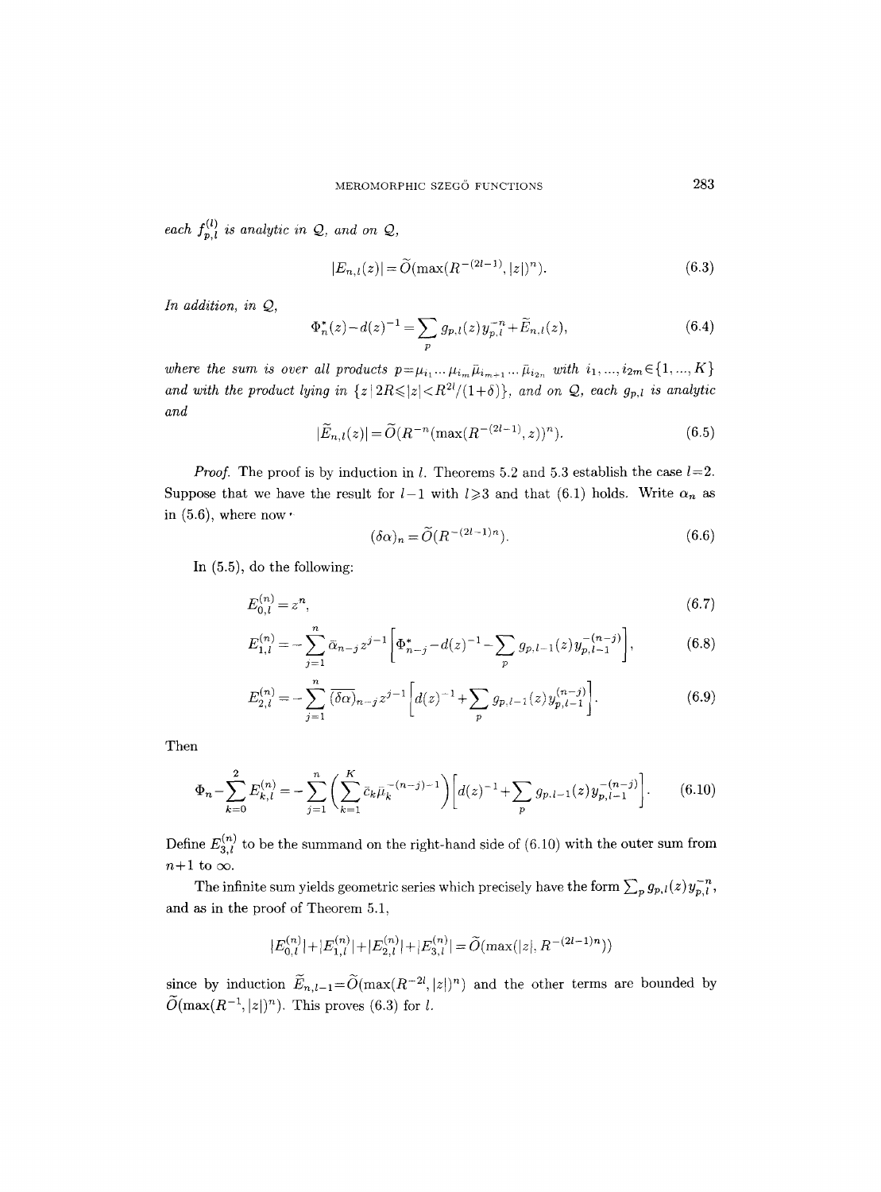*each* $f_{p,l}^{(l)}$ *is analytic in* $\mathcal{Q}$, *and on* $\mathcal{Q}$,

$$|E_{n,l}(z)| = \widetilde{O}(\max(R^{-(2l-1)}, |z|)^n). \tag{6.3}$$

*In addition, in* $\mathcal{Q}$,

$$\Phi_n^*(z) - d(z)^{-1} = \sum_p g_{p,l}(z) y_{p,l}^{-n} + \widetilde{E}_{n,l}(z), \tag{6.4}$$

*where the sum is over all products* $p = \mu_{i_1} \ldots \mu_{i_m} \bar{\mu}_{i_{m+1}} \ldots \bar{\mu}_{i_{2n}}$ *with* $i_1, \ldots, i_{2m} \in \{1, \ldots, K\}$ *and with the product lying in* $\{z \mid 2R \leqslant |z| < R^{2l}/(1+\delta)\}$, *and on* $\mathcal{Q}$, *each* $g_{p,l}$ *is analytic and*

$$|\widetilde{E}_{n,l}(z)| = \widetilde{O}(R^{-n}(\max(R^{-(2l-1)}, z))^n). \tag{6.5}$$

*Proof.* The proof is by induction in $l$. Theorems 5.2 and 5.3 establish the case $l=2$. Suppose that we have the result for $l-1$ with $l \geqslant 3$ and that (6.1) holds. Write $\alpha_n$ as in (5.6), where now

$$(\delta\alpha)_n = \widetilde{O}(R^{-(2l-1)n}). \tag{6.6}$$

In (5.5), do the following:

$$E_{0,l}^{(n)} = z^n, \tag{6.7}$$

$$E_{1,l}^{(n)} = -\sum_{j=1}^{n} \bar{\alpha}_{n-j} z^{j-1} \left[ \Phi_{n-j}^* - d(z)^{-1} - \sum_p g_{p,l-1}(z) y_{p,l-1}^{-(n-j)} \right], \tag{6.8}$$

$$E_{2,l}^{(n)} = -\sum_{j=1}^{n} \overline{(\delta\alpha)}_{n-j} z^{j-1} \left[ d(z)^{-1} + \sum_p g_{p,l-1}(z) y_{p,l-1}^{(n-j)} \right]. \tag{6.9}$$

Then

$$\Phi_n - \sum_{k=0}^{2} E_{k,l}^{(n)} = -\sum_{j=1}^{n} \left( \sum_{k=1}^{K} \bar{c}_k \bar{\mu}_k^{-(n-j)-1} \right) \left[ d(z)^{-1} + \sum_p g_{p,l-1}(z) y_{p,l-1}^{-(n-j)} \right]. \tag{6.10}$$

Define $E_{3,l}^{(n)}$ to be the summand on the right-hand side of (6.10) with the outer sum from $n+1$ to $\infty$.

The infinite sum yields geometric series which precisely have the form $\sum_p g_{p,l}(z) y_{p,l}^{-n}$, and as in the proof of Theorem 5.1,

$$|E_{0,l}^{(n)}| + |E_{1,l}^{(n)}| + |E_{2,l}^{(n)}| + |E_{3,l}^{(n)}| = \widetilde{O}(\max(|z|, R^{-(2l-1)n}))$$

since by induction $\widetilde{E}_{n,l-1} = \widetilde{O}(\max(R^{-2l}, |z|)^n)$ and the other terms are bounded by $\widetilde{O}(\max(R^{-1}, |z|)^n)$. This proves (6.3) for $l$.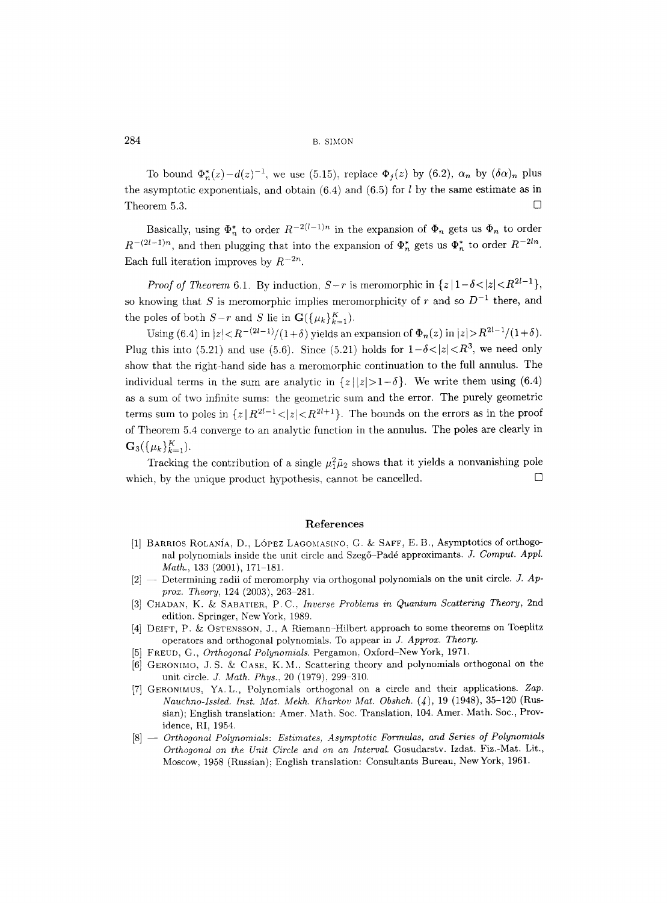To bound $\Phi_n^*(z)-d(z)^{-1}$, we use (5.15), replace $\Phi_j(z)$ by (6.2), $\alpha_n$ by $(\delta\alpha)_n$ plus the asymptotic exponentials, and obtain (6.4) and (6.5) for $l$ by the same estimate as in Theorem 5.3. $\square$

Basically, using $\Phi_n^*$ to order $R^{-2(l-1)n}$ in the expansion of $\Phi_n$ gets us $\Phi_n$ to order $R^{-(2l-1)n}$, and then plugging that into the expansion of $\Phi_n^*$ gets us $\Phi_n^*$ to order $R^{-2ln}$. Each full iteration improves by $R^{-2n}$.

*Proof of Theorem* 6.1. By induction, $S-r$ is meromorphic in $\{z \mid 1-\delta<|z|<R^{2l-1}\}$, so knowing that $S$ is meromorphic implies meromorphicity of $r$ and so $D^{-1}$ there, and the poles of both $S-r$ and $S$ lie in $\mathbf{G}(\{\mu_k\}_{k=1}^K)$.

Using (6.4) in $|z|<R^{-(2l-1)}/(1+\delta)$ yields an expansion of $\Phi_n(z)$ in $|z|>R^{2l-1}/(1+\delta)$. Plug this into (5.21) and use (5.6). Since (5.21) holds for $1-\delta<|z|<R^3$, we need only show that the right-hand side has a meromorphic continuation to the full annulus. The individual terms in the sum are analytic in $\{z \mid |z|>1-\delta\}$. We write them using (6.4) as a sum of two infinite sums: the geometric sum and the error. The purely geometric terms sum to poles in $\{z \mid R^{2l-1}<|z|<R^{2l+1}\}$. The bounds on the errors as in the proof of Theorem 5.4 converge to an analytic function in the annulus. The poles are clearly in $\mathbf{G}_3(\{\mu_k\}_{k=1}^K)$.

Tracking the contribution of a single $\mu_1^2\bar{\mu}_2$ shows that it yields a nonvanishing pole which, by the unique product hypothesis, cannot be cancelled. $\square$

## References

[1] Barrios Rolanía, D., López Lagomasino, G. & Saff, E. B., Asymptotics of orthogonal polynomials inside the unit circle and Szegő–Padé approximants. *J. Comput. Appl. Math.*, 133 (2001), 171–181.

[2] — Determining radii of meromorphy via orthogonal polynomials on the unit circle. *J. Approx. Theory*, 124 (2003), 263–281.

[3] Chadan, K. & Sabatier, P. C., *Inverse Problems in Quantum Scattering Theory*, 2nd edition. Springer, New York, 1989.

[4] Deift, P. & Ostensson, J., A Riemann–Hilbert approach to some theorems on Toeplitz operators and orthogonal polynomials. To appear in *J. Approx. Theory*.

[5] Freud, G., *Orthogonal Polynomials*. Pergamon, Oxford–New York, 1971.

[6] Geronimo, J. S. & Case, K. M., Scattering theory and polynomials orthogonal on the unit circle. *J. Math. Phys.*, 20 (1979), 299–310.

[7] Geronimus, Ya. L., Polynomials orthogonal on a circle and their applications. *Zap. Nauchno-Issled. Inst. Mat. Mekh. Kharkov Mat. Obshch. (4)*, 19 (1948), 35–120 (Russian); English translation: Amer. Math. Soc. Translation, 104. Amer. Math. Soc., Providence, RI, 1954.

[8] — *Orthogonal Polynomials: Estimates, Asymptotic Formulas, and Series of Polynomials Orthogonal on the Unit Circle and on an Interval*. Gosudarstv. Izdat. Fiz.-Mat. Lit., Moscow, 1958 (Russian); English translation: Consultants Bureau, New York, 1961.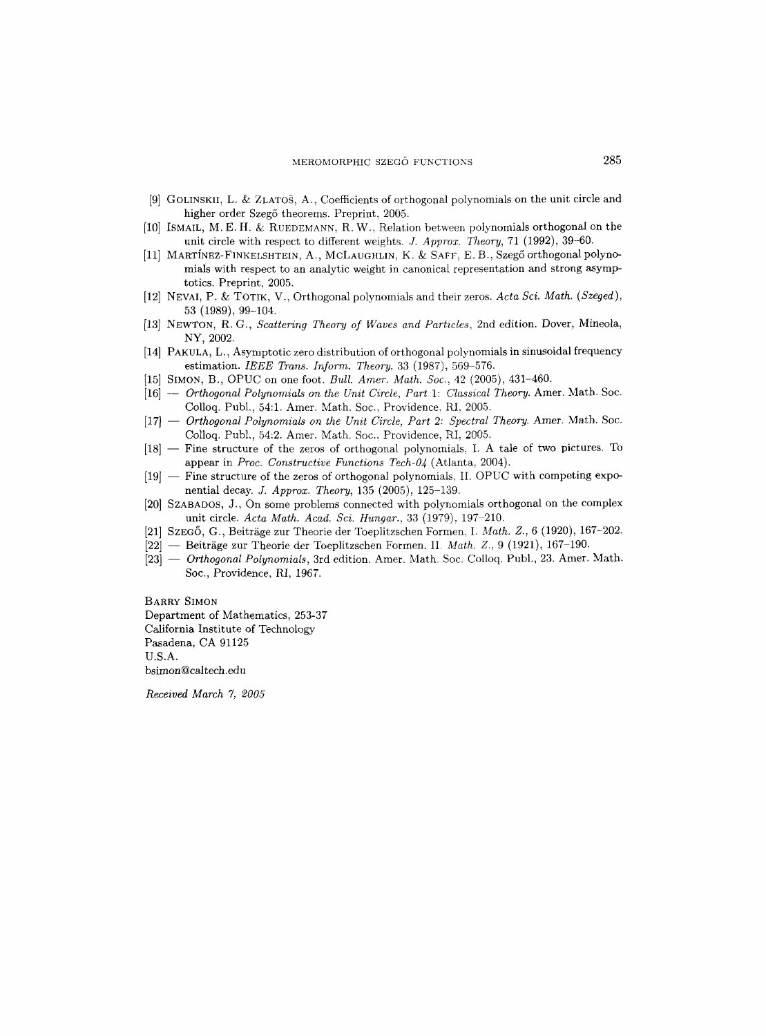[9] GOLINSKII, L. & ZLATOŠ, A., Coefficients of orthogonal polynomials on the unit circle and higher order Szegő theorems. Preprint, 2005.

[10] ISMAIL, M. E. H. & RUEDEMANN, R. W., Relation between polynomials orthogonal on the unit circle with respect to different weights. *J. Approx. Theory*, 71 (1992), 39–60.

[11] MARTÍNEZ-FINKELSHTEIN, A., MCLAUGHLIN, K. & SAFF, E. B., Szegő orthogonal polynomials with respect to an analytic weight in canonical representation and strong asymptotics. Preprint, 2005.

[12] NEVAI, P. & TOTIK, V., Orthogonal polynomials and their zeros. *Acta Sci. Math. (Szeged)*, 53 (1989), 99–104.

[13] NEWTON, R. G., *Scattering Theory of Waves and Particles*, 2nd edition. Dover, Mineola, NY, 2002.

[14] PAKULA, L., Asymptotic zero distribution of orthogonal polynomials in sinusoidal frequency estimation. *IEEE Trans. Inform. Theory*, 33 (1987), 569–576.

[15] SIMON, B., OPUC on one foot. *Bull. Amer. Math. Soc.*, 42 (2005), 431–460.

[16] — *Orthogonal Polynomials on the Unit Circle, Part 1: Classical Theory*. Amer. Math. Soc. Colloq. Publ., 54:1. Amer. Math. Soc., Providence, RI, 2005.

[17] — *Orthogonal Polynomials on the Unit Circle, Part 2: Spectral Theory*. Amer. Math. Soc. Colloq. Publ., 54:2. Amer. Math. Soc., Providence, RI, 2005.

[18] — Fine structure of the zeros of orthogonal polynomials, I. A tale of two pictures. To appear in *Proc. Constructive Functions Tech-04* (Atlanta, 2004).

[19] — Fine structure of the zeros of orthogonal polynomials, II. OPUC with competing exponential decay. *J. Approx. Theory*, 135 (2005), 125–139.

[20] SZABADOS, J., On some problems connected with polynomials orthogonal on the complex unit circle. *Acta Math. Acad. Sci. Hungar.*, 33 (1979), 197–210.

[21] SZEGŐ, G., Beiträge zur Theorie der Toeplitzschen Formen. I. *Math. Z.*, 6 (1920), 167–202.

[22] — Beiträge zur Theorie der Toeplitzschen Formen, II. *Math. Z.*, 9 (1921), 167–190.

[23] — *Orthogonal Polynomials*, 3rd edition. Amer. Math. Soc. Colloq. Publ., 23. Amer. Math. Soc., Providence, RI, 1967.

BARRY SIMON
Department of Mathematics, 253-37
California Institute of Technology
Pasadena, CA 91125
U.S.A.
bsimon@caltech.edu

*Received March 7, 2005*